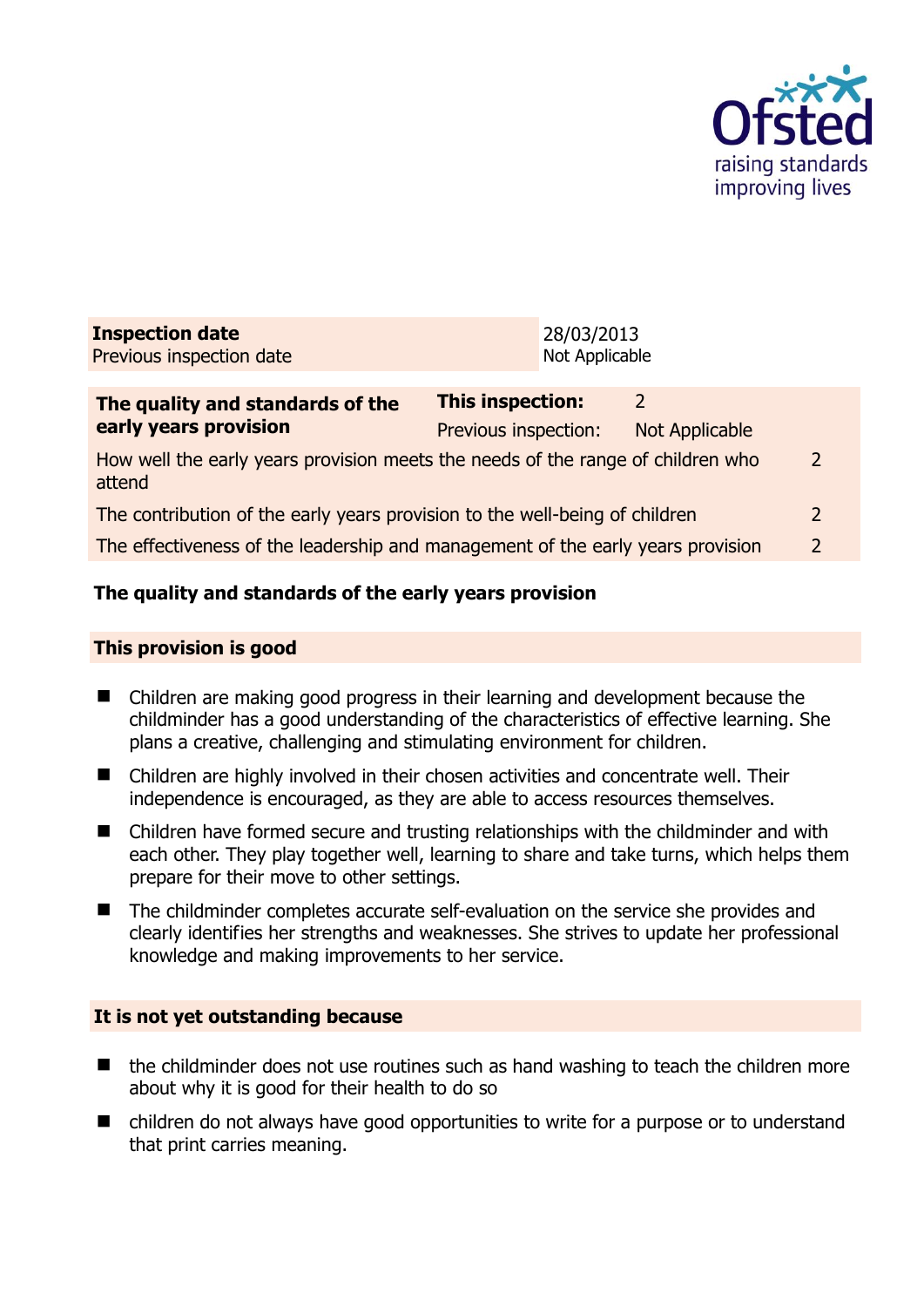| **Inspection date** | 28/03/2013 |
| --- | --- |
| Previous inspection date | Not Applicable |

| **The quality and standards of the early years provision** | **This inspection:** | 2 |
| --- | --- | --- |
| | Previous inspection: | Not Applicable |
| How well the early years provision meets the needs of the range of children who attend | | 2 |
| The contribution of the early years provision to the well-being of children | | 2 |
| The effectiveness of the leadership and management of the early years provision | | 2 |

## The quality and standards of the early years provision

### This provision is good

- Children are making good progress in their learning and development because the childminder has a good understanding of the characteristics of effective learning. She plans a creative, challenging and stimulating environment for children.
- Children are highly involved in their chosen activities and concentrate well. Their independence is encouraged, as they are able to access resources themselves.
- Children have formed secure and trusting relationships with the childminder and with each other. They play together well, learning to share and take turns, which helps them prepare for their move to other settings.
- The childminder completes accurate self-evaluation on the service she provides and clearly identifies her strengths and weaknesses. She strives to update her professional knowledge and making improvements to her service.

### It is not yet outstanding because

- the childminder does not use routines such as hand washing to teach the children more about why it is good for their health to do so
- children do not always have good opportunities to write for a purpose or to understand that print carries meaning.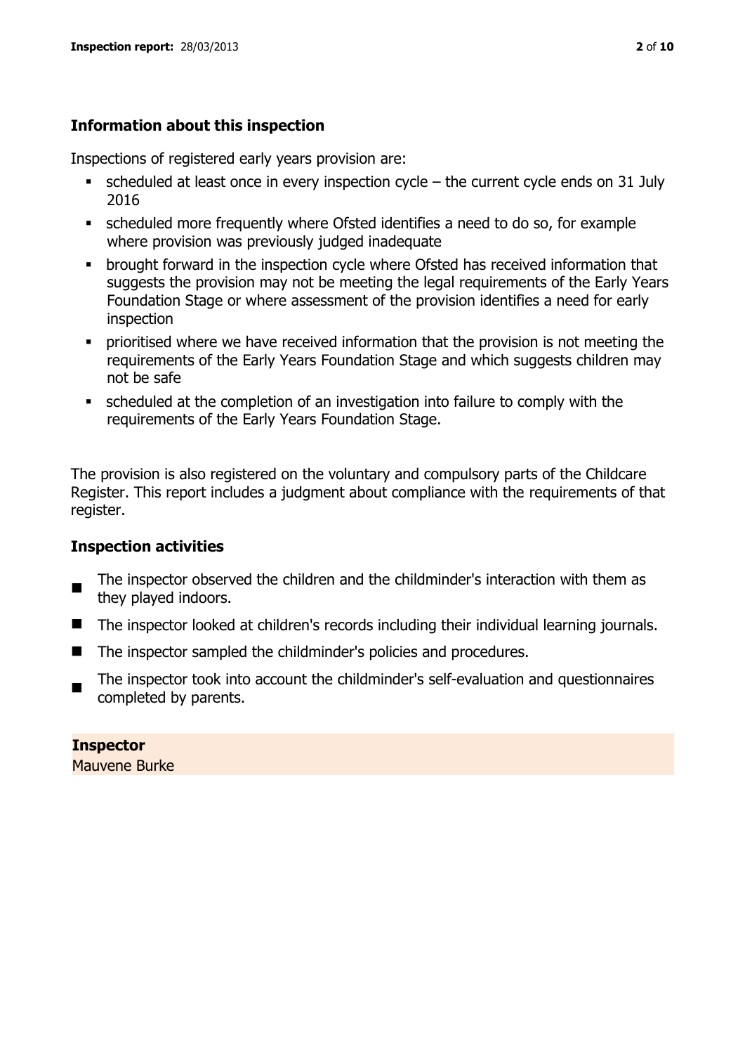## Information about this inspection

Inspections of registered early years provision are:

- scheduled at least once in every inspection cycle – the current cycle ends on 31 July 2016
- scheduled more frequently where Ofsted identifies a need to do so, for example where provision was previously judged inadequate
- brought forward in the inspection cycle where Ofsted has received information that suggests the provision may not be meeting the legal requirements of the Early Years Foundation Stage or where assessment of the provision identifies a need for early inspection
- prioritised where we have received information that the provision is not meeting the requirements of the Early Years Foundation Stage and which suggests children may not be safe
- scheduled at the completion of an investigation into failure to comply with the requirements of the Early Years Foundation Stage.

The provision is also registered on the voluntary and compulsory parts of the Childcare Register. This report includes a judgment about compliance with the requirements of that register.

## Inspection activities

- The inspector observed the children and the childminder's interaction with them as they played indoors.
- The inspector looked at children's records including their individual learning journals.
- The inspector sampled the childminder's policies and procedures.
- The inspector took into account the childminder's self-evaluation and questionnaires completed by parents.

**Inspector**
Mauvene Burke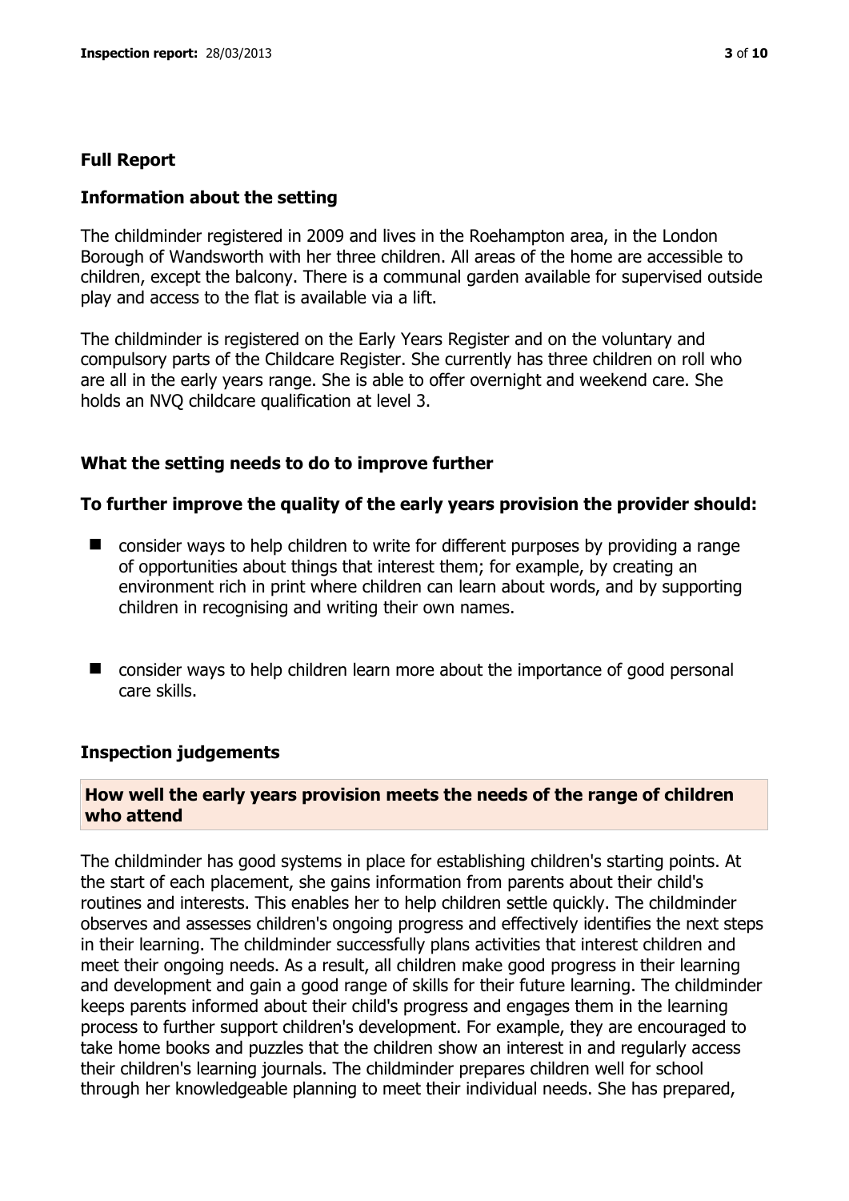## Full Report

### Information about the setting

The childminder registered in 2009 and lives in the Roehampton area, in the London Borough of Wandsworth with her three children. All areas of the home are accessible to children, except the balcony. There is a communal garden available for supervised outside play and access to the flat is available via a lift.

The childminder is registered on the Early Years Register and on the voluntary and compulsory parts of the Childcare Register. She currently has three children on roll who are all in the early years range. She is able to offer overnight and weekend care. She holds an NVQ childcare qualification at level 3.

### What the setting needs to do to improve further

#### To further improve the quality of the early years provision the provider should:

- consider ways to help children to write for different purposes by providing a range of opportunities about things that interest them; for example, by creating an environment rich in print where children can learn about words, and by supporting children in recognising and writing their own names.
- consider ways to help children learn more about the importance of good personal care skills.

### Inspection judgements

#### How well the early years provision meets the needs of the range of children who attend

The childminder has good systems in place for establishing children's starting points. At the start of each placement, she gains information from parents about their child's routines and interests. This enables her to help children settle quickly. The childminder observes and assesses children's ongoing progress and effectively identifies the next steps in their learning. The childminder successfully plans activities that interest children and meet their ongoing needs. As a result, all children make good progress in their learning and development and gain a good range of skills for their future learning. The childminder keeps parents informed about their child's progress and engages them in the learning process to further support children's development. For example, they are encouraged to take home books and puzzles that the children show an interest in and regularly access their children's learning journals. The childminder prepares children well for school through her knowledgeable planning to meet their individual needs. She has prepared,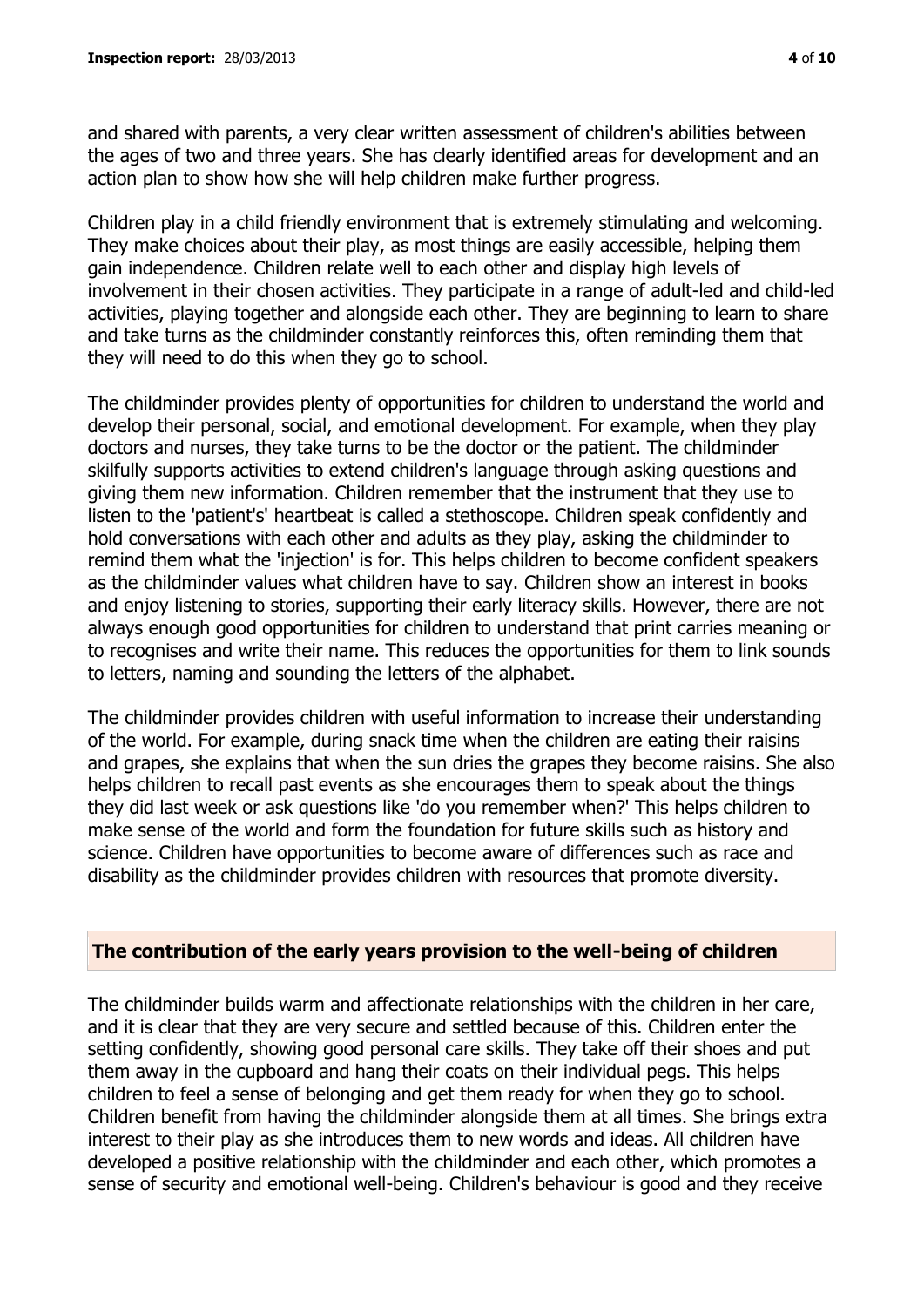and shared with parents, a very clear written assessment of children's abilities between the ages of two and three years. She has clearly identified areas for development and an action plan to show how she will help children make further progress.

Children play in a child friendly environment that is extremely stimulating and welcoming. They make choices about their play, as most things are easily accessible, helping them gain independence. Children relate well to each other and display high levels of involvement in their chosen activities. They participate in a range of adult-led and child-led activities, playing together and alongside each other. They are beginning to learn to share and take turns as the childminder constantly reinforces this, often reminding them that they will need to do this when they go to school.

The childminder provides plenty of opportunities for children to understand the world and develop their personal, social, and emotional development. For example, when they play doctors and nurses, they take turns to be the doctor or the patient. The childminder skilfully supports activities to extend children's language through asking questions and giving them new information. Children remember that the instrument that they use to listen to the 'patient's' heartbeat is called a stethoscope. Children speak confidently and hold conversations with each other and adults as they play, asking the childminder to remind them what the 'injection' is for. This helps children to become confident speakers as the childminder values what children have to say. Children show an interest in books and enjoy listening to stories, supporting their early literacy skills. However, there are not always enough good opportunities for children to understand that print carries meaning or to recognises and write their name. This reduces the opportunities for them to link sounds to letters, naming and sounding the letters of the alphabet.

The childminder provides children with useful information to increase their understanding of the world. For example, during snack time when the children are eating their raisins and grapes, she explains that when the sun dries the grapes they become raisins. She also helps children to recall past events as she encourages them to speak about the things they did last week or ask questions like 'do you remember when?' This helps children to make sense of the world and form the foundation for future skills such as history and science. Children have opportunities to become aware of differences such as race and disability as the childminder provides children with resources that promote diversity.

## The contribution of the early years provision to the well-being of children

The childminder builds warm and affectionate relationships with the children in her care, and it is clear that they are very secure and settled because of this. Children enter the setting confidently, showing good personal care skills. They take off their shoes and put them away in the cupboard and hang their coats on their individual pegs. This helps children to feel a sense of belonging and get them ready for when they go to school. Children benefit from having the childminder alongside them at all times. She brings extra interest to their play as she introduces them to new words and ideas. All children have developed a positive relationship with the childminder and each other, which promotes a sense of security and emotional well-being. Children's behaviour is good and they receive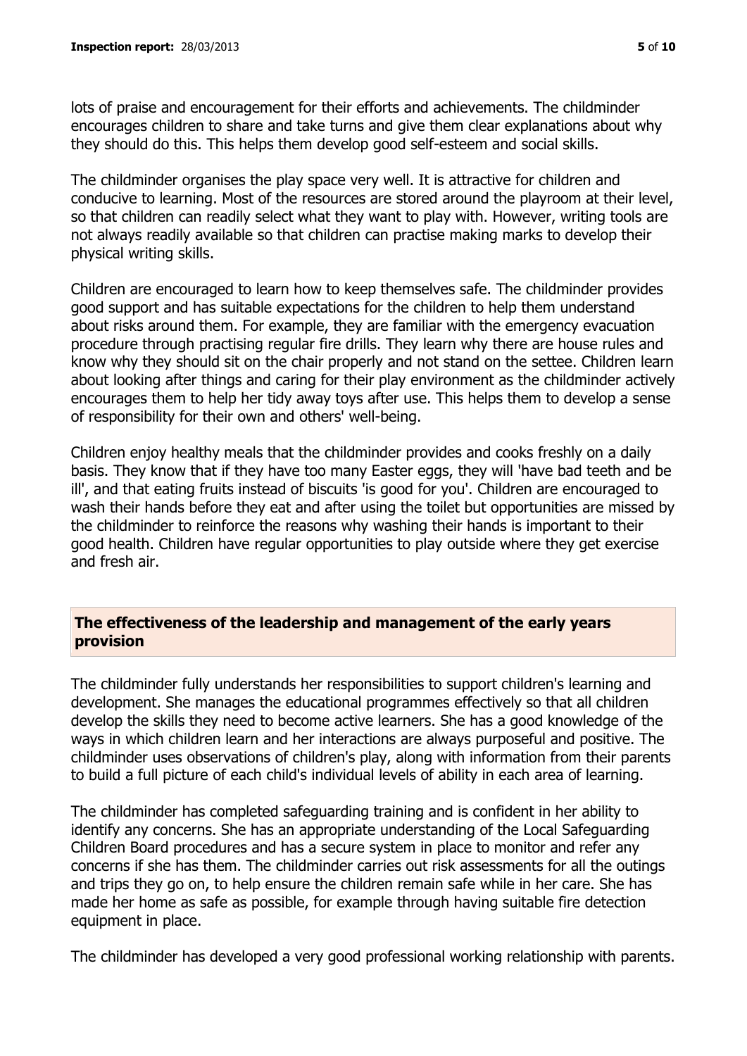lots of praise and encouragement for their efforts and achievements. The childminder encourages children to share and take turns and give them clear explanations about why they should do this. This helps them develop good self-esteem and social skills.

The childminder organises the play space very well. It is attractive for children and conducive to learning. Most of the resources are stored around the playroom at their level, so that children can readily select what they want to play with. However, writing tools are not always readily available so that children can practise making marks to develop their physical writing skills.

Children are encouraged to learn how to keep themselves safe. The childminder provides good support and has suitable expectations for the children to help them understand about risks around them. For example, they are familiar with the emergency evacuation procedure through practising regular fire drills. They learn why there are house rules and know why they should sit on the chair properly and not stand on the settee. Children learn about looking after things and caring for their play environment as the childminder actively encourages them to help her tidy away toys after use. This helps them to develop a sense of responsibility for their own and others' well-being.

Children enjoy healthy meals that the childminder provides and cooks freshly on a daily basis. They know that if they have too many Easter eggs, they will 'have bad teeth and be ill', and that eating fruits instead of biscuits 'is good for you'. Children are encouraged to wash their hands before they eat and after using the toilet but opportunities are missed by the childminder to reinforce the reasons why washing their hands is important to their good health. Children have regular opportunities to play outside where they get exercise and fresh air.

## The effectiveness of the leadership and management of the early years provision

The childminder fully understands her responsibilities to support children's learning and development. She manages the educational programmes effectively so that all children develop the skills they need to become active learners. She has a good knowledge of the ways in which children learn and her interactions are always purposeful and positive. The childminder uses observations of children's play, along with information from their parents to build a full picture of each child's individual levels of ability in each area of learning.

The childminder has completed safeguarding training and is confident in her ability to identify any concerns. She has an appropriate understanding of the Local Safeguarding Children Board procedures and has a secure system in place to monitor and refer any concerns if she has them. The childminder carries out risk assessments for all the outings and trips they go on, to help ensure the children remain safe while in her care. She has made her home as safe as possible, for example through having suitable fire detection equipment in place.

The childminder has developed a very good professional working relationship with parents.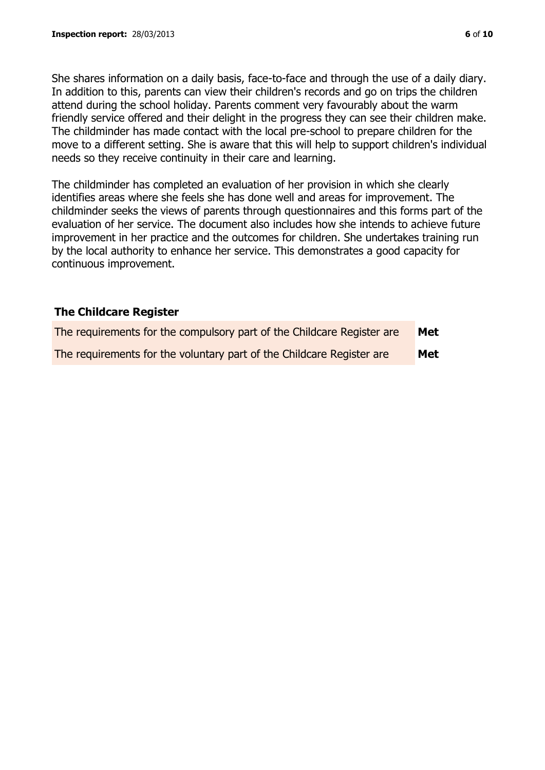She shares information on a daily basis, face-to-face and through the use of a daily diary. In addition to this, parents can view their children's records and go on trips the children attend during the school holiday. Parents comment very favourably about the warm friendly service offered and their delight in the progress they can see their children make. The childminder has made contact with the local pre-school to prepare children for the move to a different setting. She is aware that this will help to support children's individual needs so they receive continuity in their care and learning.

The childminder has completed an evaluation of her provision in which she clearly identifies areas where she feels she has done well and areas for improvement. The childminder seeks the views of parents through questionnaires and this forms part of the evaluation of her service. The document also includes how she intends to achieve future improvement in her practice and the outcomes for children. She undertakes training run by the local authority to enhance her service. This demonstrates a good capacity for continuous improvement.

## The Childcare Register

| | |
|---|---|
| The requirements for the compulsory part of the Childcare Register are | **Met** |
| The requirements for the voluntary part of the Childcare Register are | **Met** |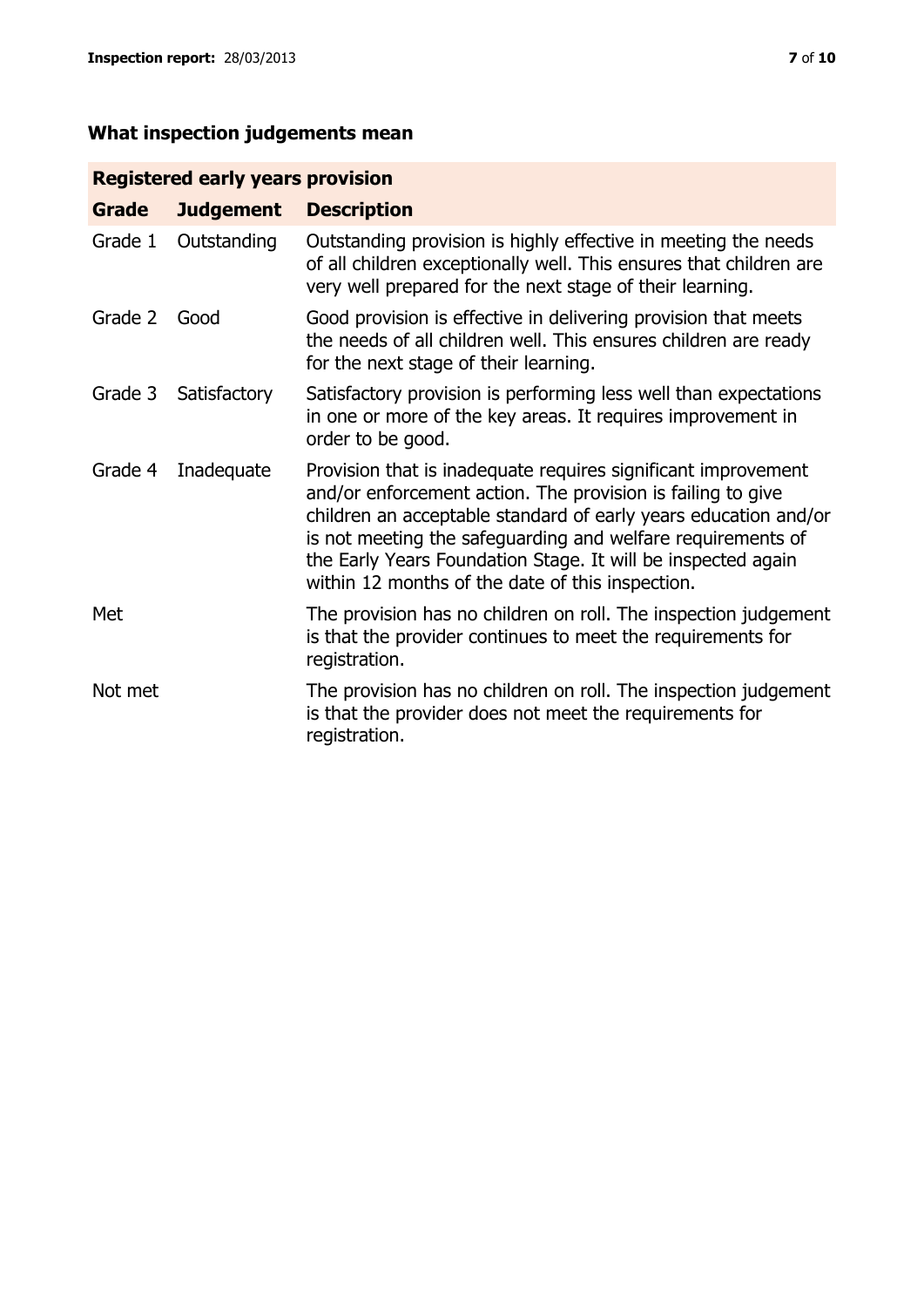## What inspection judgements mean

| Registered early years provision | | |
|---|---|---|
| **Grade** | **Judgement** | **Description** |
| Grade 1 | Outstanding | Outstanding provision is highly effective in meeting the needs of all children exceptionally well. This ensures that children are very well prepared for the next stage of their learning. |
| Grade 2 | Good | Good provision is effective in delivering provision that meets the needs of all children well. This ensures children are ready for the next stage of their learning. |
| Grade 3 | Satisfactory | Satisfactory provision is performing less well than expectations in one or more of the key areas. It requires improvement in order to be good. |
| Grade 4 | Inadequate | Provision that is inadequate requires significant improvement and/or enforcement action. The provision is failing to give children an acceptable standard of early years education and/or is not meeting the safeguarding and welfare requirements of the Early Years Foundation Stage. It will be inspected again within 12 months of the date of this inspection. |
| Met | | The provision has no children on roll. The inspection judgement is that the provider continues to meet the requirements for registration. |
| Not met | | The provision has no children on roll. The inspection judgement is that the provider does not meet the requirements for registration. |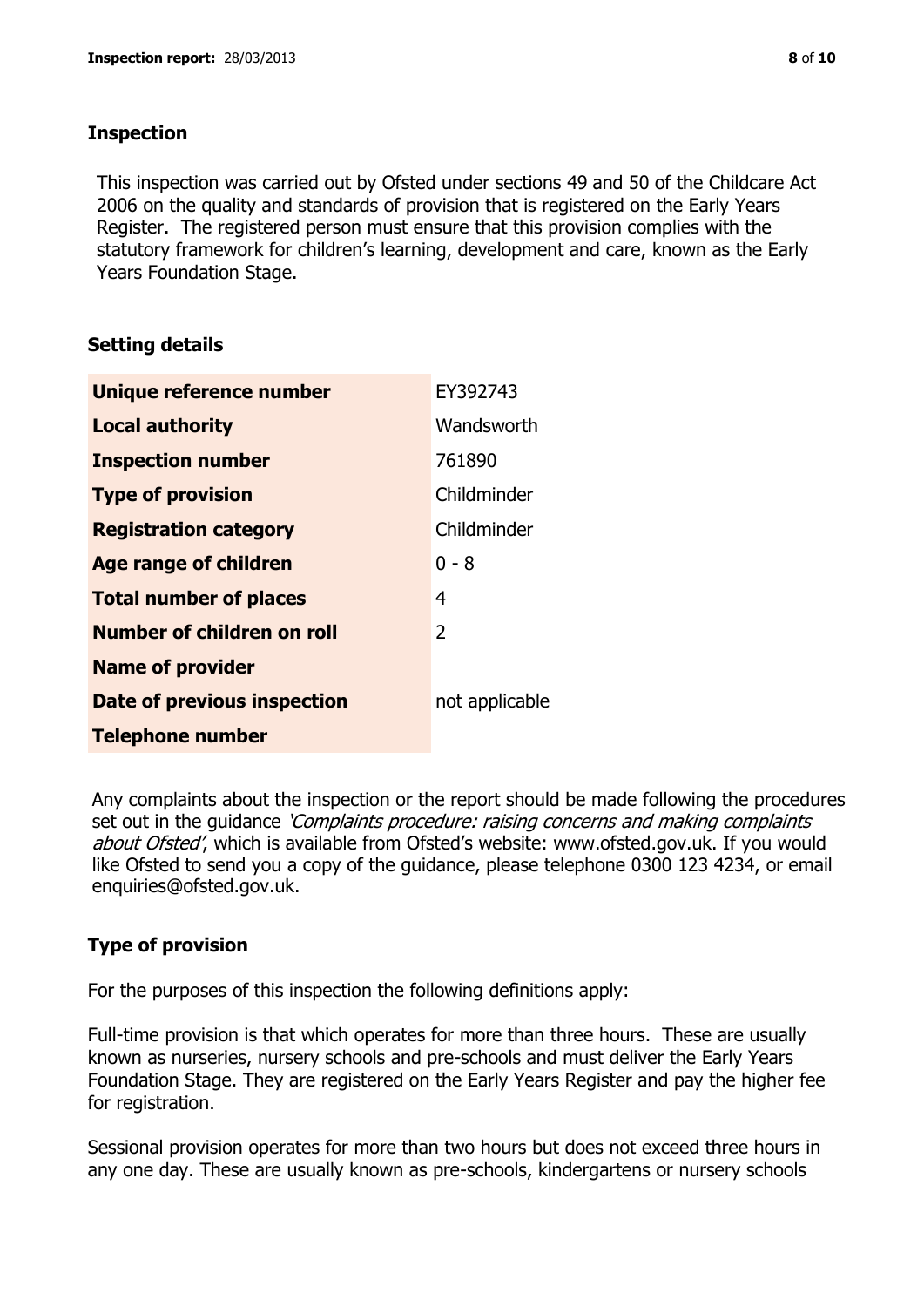## Inspection

This inspection was carried out by Ofsted under sections 49 and 50 of the Childcare Act 2006 on the quality and standards of provision that is registered on the Early Years Register. The registered person must ensure that this provision complies with the statutory framework for children's learning, development and care, known as the Early Years Foundation Stage.

## Setting details

| | |
|---|---|
| **Unique reference number** | EY392743 |
| **Local authority** | Wandsworth |
| **Inspection number** | 761890 |
| **Type of provision** | Childminder |
| **Registration category** | Childminder |
| **Age range of children** | 0 - 8 |
| **Total number of places** | 4 |
| **Number of children on roll** | 2 |
| **Name of provider** | |
| **Date of previous inspection** | not applicable |
| **Telephone number** | |

Any complaints about the inspection or the report should be made following the procedures set out in the guidance *'Complaints procedure: raising concerns and making complaints about Ofsted'*, which is available from Ofsted's website: www.ofsted.gov.uk. If you would like Ofsted to send you a copy of the guidance, please telephone 0300 123 4234, or email enquiries@ofsted.gov.uk.

## Type of provision

For the purposes of this inspection the following definitions apply:

Full-time provision is that which operates for more than three hours. These are usually known as nurseries, nursery schools and pre-schools and must deliver the Early Years Foundation Stage. They are registered on the Early Years Register and pay the higher fee for registration.

Sessional provision operates for more than two hours but does not exceed three hours in any one day. These are usually known as pre-schools, kindergartens or nursery schools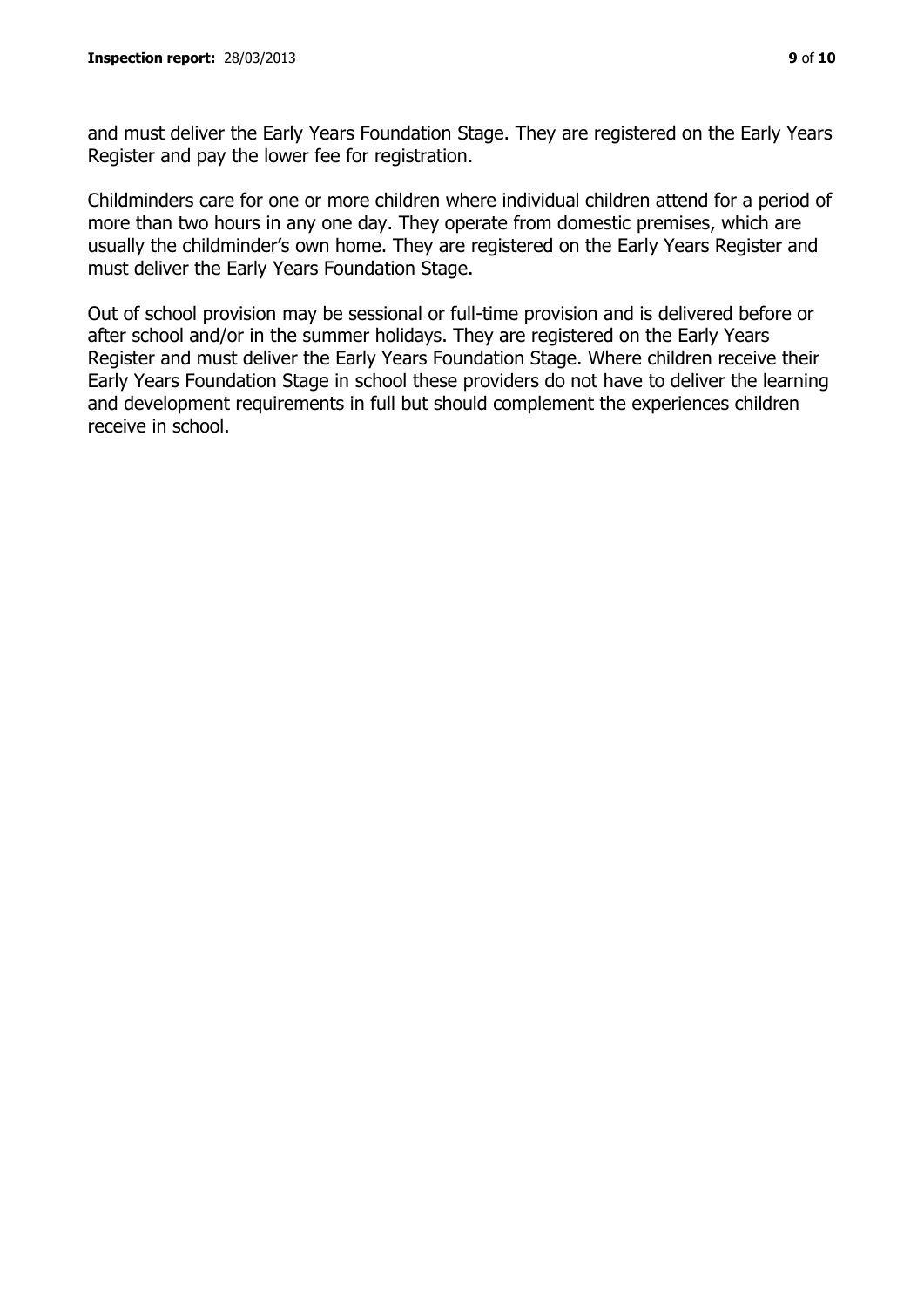and must deliver the Early Years Foundation Stage. They are registered on the Early Years Register and pay the lower fee for registration.

Childminders care for one or more children where individual children attend for a period of more than two hours in any one day. They operate from domestic premises, which are usually the childminder's own home. They are registered on the Early Years Register and must deliver the Early Years Foundation Stage.

Out of school provision may be sessional or full-time provision and is delivered before or after school and/or in the summer holidays. They are registered on the Early Years Register and must deliver the Early Years Foundation Stage. Where children receive their Early Years Foundation Stage in school these providers do not have to deliver the learning and development requirements in full but should complement the experiences children receive in school.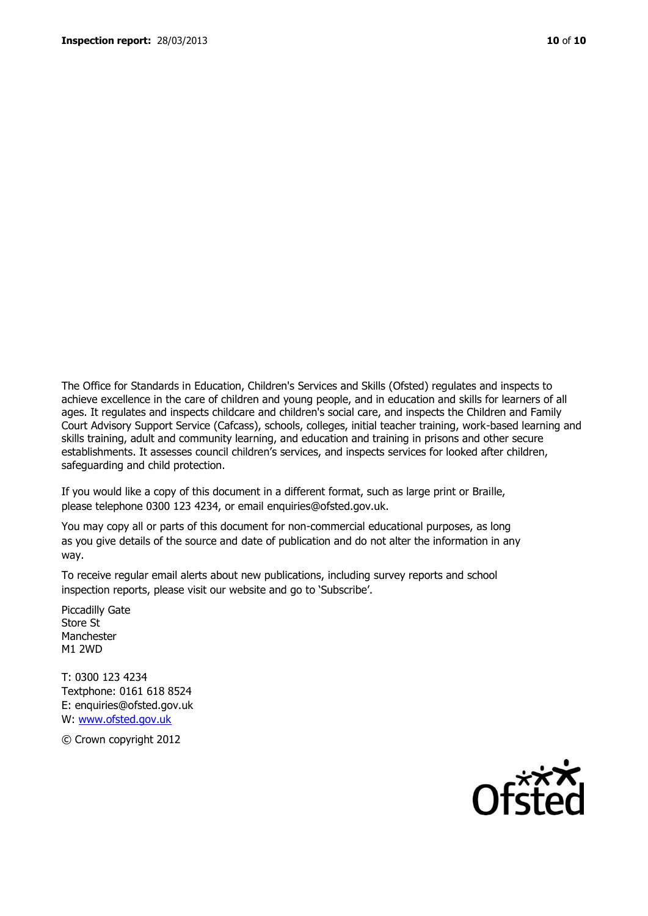The Office for Standards in Education, Children's Services and Skills (Ofsted) regulates and inspects to achieve excellence in the care of children and young people, and in education and skills for learners of all ages. It regulates and inspects childcare and children's social care, and inspects the Children and Family Court Advisory Support Service (Cafcass), schools, colleges, initial teacher training, work-based learning and skills training, adult and community learning, and education and training in prisons and other secure establishments. It assesses council children's services, and inspects services for looked after children, safeguarding and child protection.

If you would like a copy of this document in a different format, such as large print or Braille, please telephone 0300 123 4234, or email enquiries@ofsted.gov.uk.

You may copy all or parts of this document for non-commercial educational purposes, as long as you give details of the source and date of publication and do not alter the information in any way.

To receive regular email alerts about new publications, including survey reports and school inspection reports, please visit our website and go to 'Subscribe'.

Piccadilly Gate
Store St
Manchester
M1 2WD

T: 0300 123 4234
Textphone: 0161 618 8524
E: enquiries@ofsted.gov.uk
W: [www.ofsted.gov.uk](http://www.ofsted.gov.uk)

© Crown copyright 2012

Ofsted